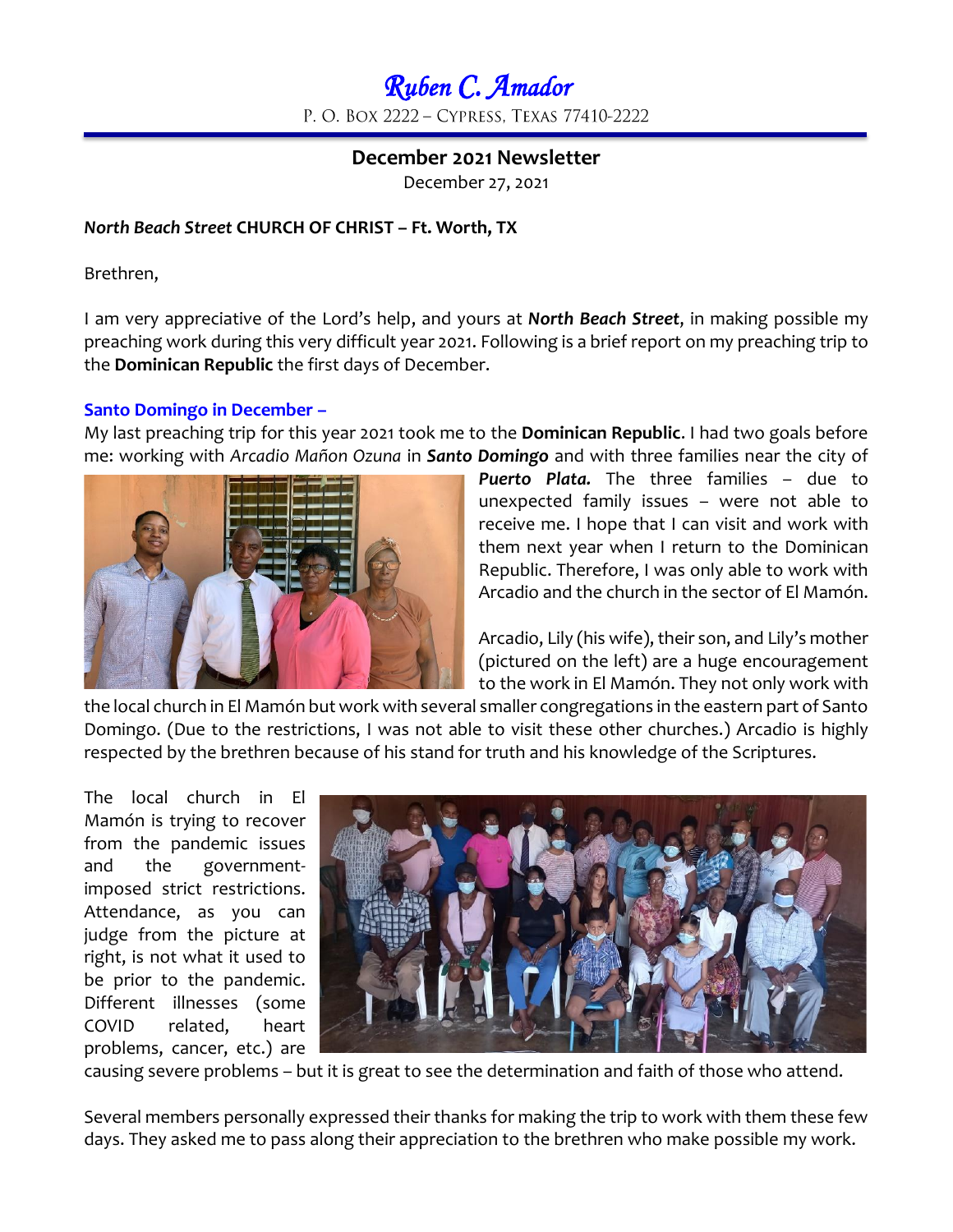# *Ruben C. Amador*

P. O. Box 2222 – Cypress, Texas 77410-2222

## December 2021 Newsletter

December 27, 2021

***North Beach Street* CHURCH OF CHRIST – Ft. Worth, TX**

Brethren,

I am very appreciative of the Lord's help, and yours at ***North Beach Street***, in making possible my preaching work during this very difficult year 2021. Following is a brief report on my preaching trip to the **Dominican Republic** the first days of December.

### Santo Domingo in December –

My last preaching trip for this year 2021 took me to the **Dominican Republic**. I had two goals before me: working with *Arcadio Mañon Ozuna* in ***Santo Domingo*** and with three families near the city of ***Puerto Plata.*** The three families – due to unexpected family issues – were not able to receive me. I hope that I can visit and work with them next year when I return to the Dominican Republic. Therefore, I was only able to work with Arcadio and the church in the sector of El Mamón.

Arcadio, Lily (his wife), their son, and Lily's mother (pictured on the left) are a huge encouragement to the work in El Mamón. They not only work with the local church in El Mamón but work with several smaller congregations in the eastern part of Santo Domingo. (Due to the restrictions, I was not able to visit these other churches.) Arcadio is highly respected by the brethren because of his stand for truth and his knowledge of the Scriptures.

The local church in El Mamón is trying to recover from the pandemic issues and the government-imposed strict restrictions. Attendance, as you can judge from the picture at right, is not what it used to be prior to the pandemic. Different illnesses (some COVID related, heart problems, cancer, etc.) are causing severe problems – but it is great to see the determination and faith of those who attend.

Several members personally expressed their thanks for making the trip to work with them these few days. They asked me to pass along their appreciation to the brethren who make possible my work.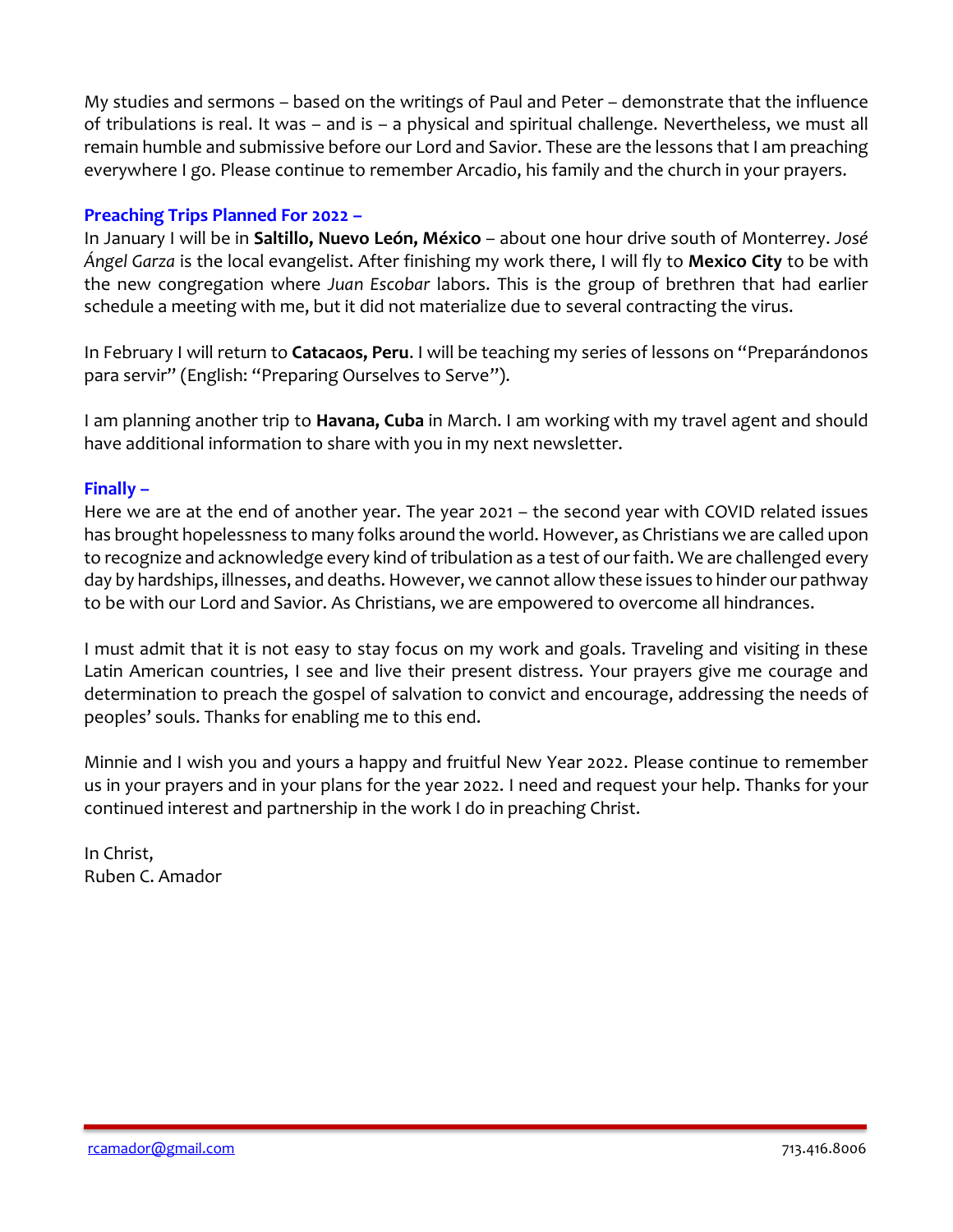My studies and sermons – based on the writings of Paul and Peter – demonstrate that the influence of tribulations is real. It was – and is – a physical and spiritual challenge. Nevertheless, we must all remain humble and submissive before our Lord and Savior. These are the lessons that I am preaching everywhere I go. Please continue to remember Arcadio, his family and the church in your prayers.

### Preaching Trips Planned For 2022 –

In January I will be in **Saltillo, Nuevo León, México** – about one hour drive south of Monterrey. *José Ángel Garza* is the local evangelist. After finishing my work there, I will fly to **Mexico City** to be with the new congregation where *Juan Escobar* labors. This is the group of brethren that had earlier schedule a meeting with me, but it did not materialize due to several contracting the virus.

In February I will return to **Catacaos, Peru**. I will be teaching my series of lessons on "Preparándonos para servir" (English: "Preparing Ourselves to Serve").

I am planning another trip to **Havana, Cuba** in March. I am working with my travel agent and should have additional information to share with you in my next newsletter.

### Finally –

Here we are at the end of another year. The year 2021 – the second year with COVID related issues has brought hopelessness to many folks around the world. However, as Christians we are called upon to recognize and acknowledge every kind of tribulation as a test of our faith. We are challenged every day by hardships, illnesses, and deaths. However, we cannot allow these issues to hinder our pathway to be with our Lord and Savior. As Christians, we are empowered to overcome all hindrances.

I must admit that it is not easy to stay focus on my work and goals. Traveling and visiting in these Latin American countries, I see and live their present distress. Your prayers give me courage and determination to preach the gospel of salvation to convict and encourage, addressing the needs of peoples' souls. Thanks for enabling me to this end.

Minnie and I wish you and yours a happy and fruitful New Year 2022. Please continue to remember us in your prayers and in your plans for the year 2022. I need and request your help. Thanks for your continued interest and partnership in the work I do in preaching Christ.

In Christ,
Ruben C. Amador

rcamador@gmail.com 713.416.8006